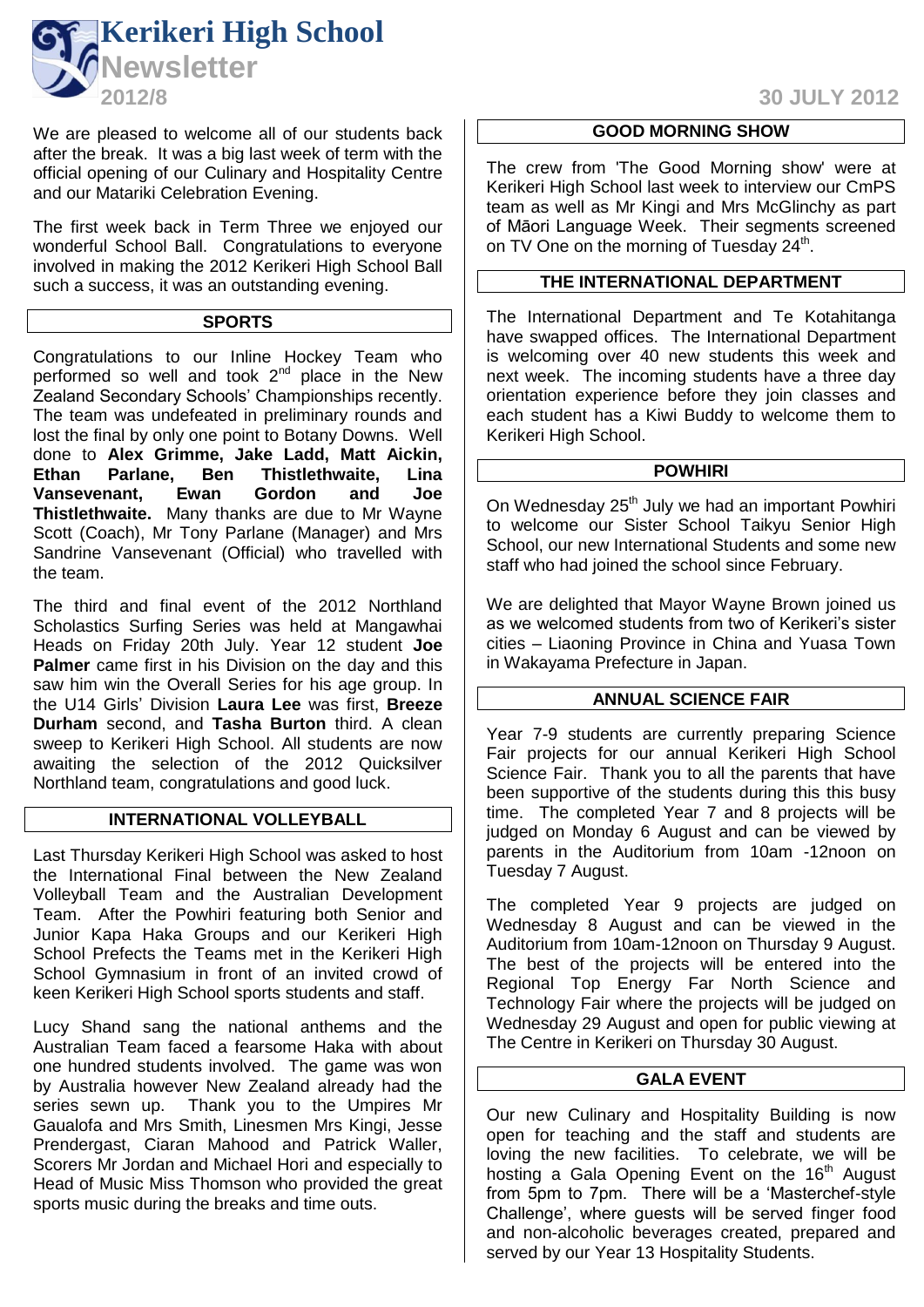# Kerikeri High School Newsletter

**2012/8** **30 JULY 2012**

We are pleased to welcome all of our students back after the break. It was a big last week of term with the official opening of our Culinary and Hospitality Centre and our Matariki Celebration Evening.

The first week back in Term Three we enjoyed our wonderful School Ball. Congratulations to everyone involved in making the 2012 Kerikeri High School Ball such a success, it was an outstanding evening.

## SPORTS

Congratulations to our Inline Hockey Team who performed so well and took 2nd place in the New Zealand Secondary Schools' Championships recently. The team was undefeated in preliminary rounds and lost the final by only one point to Botany Downs. Well done to **Alex Grimme, Jake Ladd, Matt Aickin, Ethan Parlane, Ben Thistlethwaite, Lina Vansevenant, Ewan Gordon and Joe Thistlethwaite.** Many thanks are due to Mr Wayne Scott (Coach), Mr Tony Parlane (Manager) and Mrs Sandrine Vansevenant (Official) who travelled with the team.

The third and final event of the 2012 Northland Scholastics Surfing Series was held at Mangawhai Heads on Friday 20th July. Year 12 student **Joe Palmer** came first in his Division on the day and this saw him win the Overall Series for his age group. In the U14 Girls' Division **Laura Lee** was first, **Breeze Durham** second, and **Tasha Burton** third. A clean sweep to Kerikeri High School. All students are now awaiting the selection of the 2012 Quicksilver Northland team, congratulations and good luck.

## INTERNATIONAL VOLLEYBALL

Last Thursday Kerikeri High School was asked to host the International Final between the New Zealand Volleyball Team and the Australian Development Team. After the Powhiri featuring both Senior and Junior Kapa Haka Groups and our Kerikeri High School Prefects the Teams met in the Kerikeri High School Gymnasium in front of an invited crowd of keen Kerikeri High School sports students and staff.

Lucy Shand sang the national anthems and the Australian Team faced a fearsome Haka with about one hundred students involved. The game was won by Australia however New Zealand already had the series sewn up. Thank you to the Umpires Mr Gaualofa and Mrs Smith, Linesmen Mrs Kingi, Jesse Prendergast, Ciaran Mahood and Patrick Waller, Scorers Mr Jordan and Michael Hori and especially to Head of Music Miss Thomson who provided the great sports music during the breaks and time outs.

## GOOD MORNING SHOW

The crew from 'The Good Morning show' were at Kerikeri High School last week to interview our CmPS team as well as Mr Kingi and Mrs McGlinchy as part of Māori Language Week. Their segments screened on TV One on the morning of Tuesday 24th.

## THE INTERNATIONAL DEPARTMENT

The International Department and Te Kotahitanga have swapped offices. The International Department is welcoming over 40 new students this week and next week. The incoming students have a three day orientation experience before they join classes and each student has a Kiwi Buddy to welcome them to Kerikeri High School.

## POWHIRI

On Wednesday 25th July we had an important Powhiri to welcome our Sister School Taikyu Senior High School, our new International Students and some new staff who had joined the school since February.

We are delighted that Mayor Wayne Brown joined us as we welcomed students from two of Kerikeri's sister cities – Liaoning Province in China and Yuasa Town in Wakayama Prefecture in Japan.

## ANNUAL SCIENCE FAIR

Year 7-9 students are currently preparing Science Fair projects for our annual Kerikeri High School Science Fair. Thank you to all the parents that have been supportive of the students during this this busy time. The completed Year 7 and 8 projects will be judged on Monday 6 August and can be viewed by parents in the Auditorium from 10am -12noon on Tuesday 7 August.

The completed Year 9 projects are judged on Wednesday 8 August and can be viewed in the Auditorium from 10am-12noon on Thursday 9 August. The best of the projects will be entered into the Regional Top Energy Far North Science and Technology Fair where the projects will be judged on Wednesday 29 August and open for public viewing at The Centre in Kerikeri on Thursday 30 August.

## GALA EVENT

Our new Culinary and Hospitality Building is now open for teaching and the staff and students are loving the new facilities. To celebrate, we will be hosting a Gala Opening Event on the 16th August from 5pm to 7pm. There will be a 'Masterchef-style Challenge', where guests will be served finger food and non-alcoholic beverages created, prepared and served by our Year 13 Hospitality Students.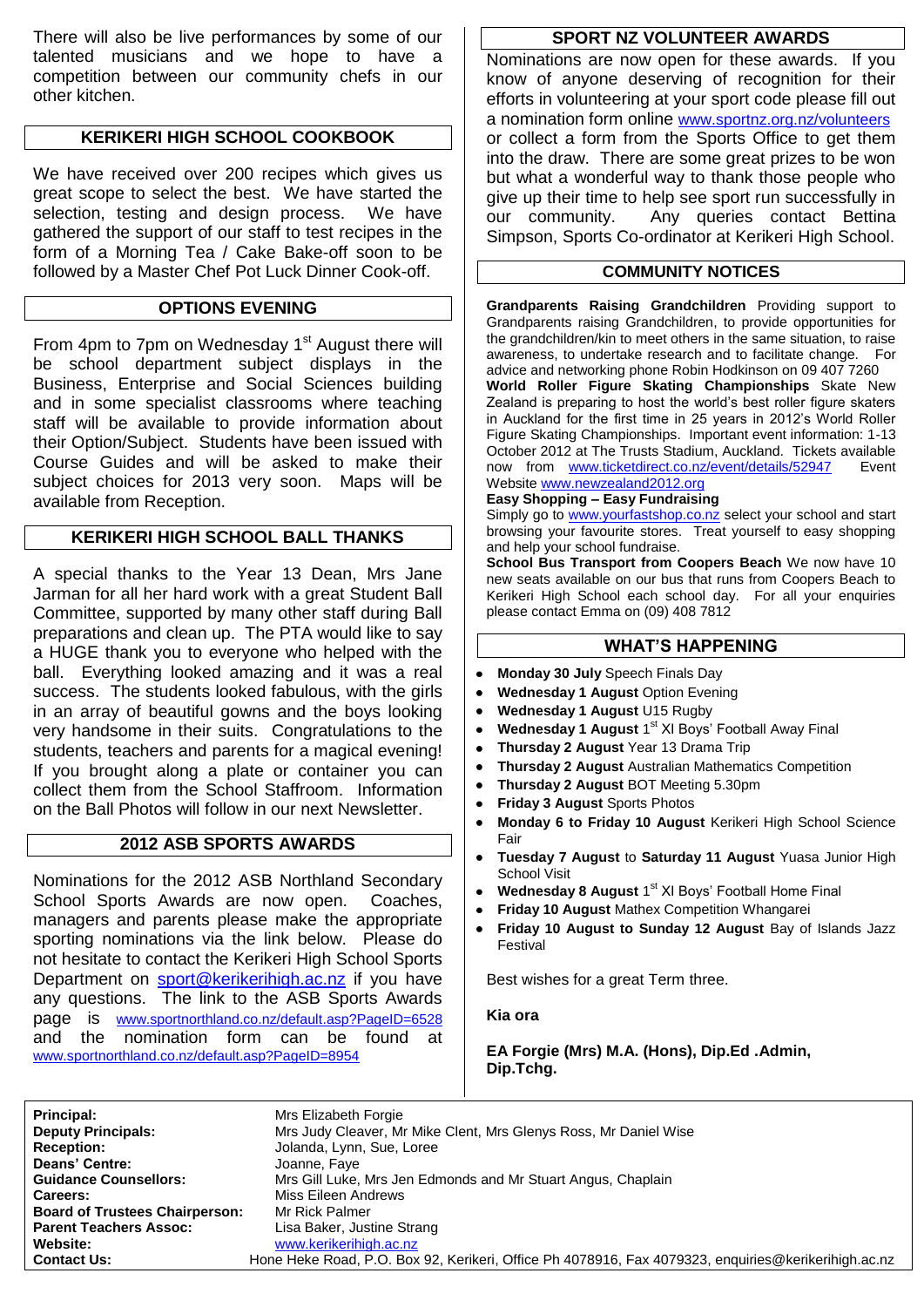There will also be live performances by some of our talented musicians and we hope to have a competition between our community chefs in our other kitchen.

## KERIKERI HIGH SCHOOL COOKBOOK

We have received over 200 recipes which gives us great scope to select the best. We have started the selection, testing and design process. We have gathered the support of our staff to test recipes in the form of a Morning Tea / Cake Bake-off soon to be followed by a Master Chef Pot Luck Dinner Cook-off.

## OPTIONS EVENING

From 4pm to 7pm on Wednesday 1st August there will be school department subject displays in the Business, Enterprise and Social Sciences building and in some specialist classrooms where teaching staff will be available to provide information about their Option/Subject. Students have been issued with Course Guides and will be asked to make their subject choices for 2013 very soon. Maps will be available from Reception.

## KERIKERI HIGH SCHOOL BALL THANKS

A special thanks to the Year 13 Dean, Mrs Jane Jarman for all her hard work with a great Student Ball Committee, supported by many other staff during Ball preparations and clean up. The PTA would like to say a HUGE thank you to everyone who helped with the ball. Everything looked amazing and it was a real success. The students looked fabulous, with the girls in an array of beautiful gowns and the boys looking very handsome in their suits. Congratulations to the students, teachers and parents for a magical evening! If you brought along a plate or container you can collect them from the School Staffroom. Information on the Ball Photos will follow in our next Newsletter.

## 2012 ASB SPORTS AWARDS

Nominations for the 2012 ASB Northland Secondary School Sports Awards are now open. Coaches, managers and parents please make the appropriate sporting nominations via the link below. Please do not hesitate to contact the Kerikeri High School Sports Department on sport@kerikerihigh.ac.nz if you have any questions. The link to the ASB Sports Awards page is www.sportnorthland.co.nz/default.asp?PageID=6528 and the nomination form can be found at www.sportnorthland.co.nz/default.asp?PageID=8954

## SPORT NZ VOLUNTEER AWARDS

Nominations are now open for these awards. If you know of anyone deserving of recognition for their efforts in volunteering at your sport code please fill out a nomination form online www.sportnz.org.nz/volunteers or collect a form from the Sports Office to get them into the draw. There are some great prizes to be won but what a wonderful way to thank those people who give up their time to help see sport run successfully in our community. Any queries contact Bettina Simpson, Sports Co-ordinator at Kerikeri High School.

## COMMUNITY NOTICES

**Grandparents Raising Grandchildren** Providing support to Grandparents raising Grandchildren, to provide opportunities for the grandchildren/kin to meet others in the same situation, to raise awareness, to undertake research and to facilitate change. For advice and networking phone Robin Hodkinson on 09 407 7260

**World Roller Figure Skating Championships** Skate New Zealand is preparing to host the world's best roller figure skaters in Auckland for the first time in 25 years in 2012's World Roller Figure Skating Championships. Important event information: 1-13 October 2012 at The Trusts Stadium, Auckland. Tickets available now from www.ticketdirect.co.nz/event/details/52947 Event Website www.newzealand2012.org

**Easy Shopping – Easy Fundraising**
Simply go to www.yourfastshop.co.nz select your school and start browsing your favourite stores. Treat yourself to easy shopping and help your school fundraise.

**School Bus Transport from Coopers Beach** We now have 10 new seats available on our bus that runs from Coopers Beach to Kerikeri High School each school day. For all your enquiries please contact Emma on (09) 408 7812

## WHAT'S HAPPENING

- **Monday 30 July** Speech Finals Day
- **Wednesday 1 August** Option Evening
- **Wednesday 1 August** U15 Rugby
- **Wednesday 1 August** 1st XI Boys' Football Away Final
- **Thursday 2 August** Year 13 Drama Trip
- **Thursday 2 August** Australian Mathematics Competition
- **Thursday 2 August** BOT Meeting 5.30pm
- **Friday 3 August** Sports Photos
- **Monday 6 to Friday 10 August** Kerikeri High School Science Fair
- **Tuesday 7 August** to **Saturday 11 August** Yuasa Junior High School Visit
- **Wednesday 8 August** 1st XI Boys' Football Home Final
- **Friday 10 August** Mathex Competition Whangarei
- **Friday 10 August to Sunday 12 August** Bay of Islands Jazz Festival

Best wishes for a great Term three.

**Kia ora**

**EA Forgie (Mrs) M.A. (Hons), Dip.Ed .Admin, Dip.Tchg.**

| | |
|---|---|
| **Principal:** | Mrs Elizabeth Forgie |
| **Deputy Principals:** | Mrs Judy Cleaver, Mr Mike Clent, Mrs Glenys Ross, Mr Daniel Wise |
| **Reception:** | Jolanda, Lynn, Sue, Loree |
| **Deans' Centre:** | Joanne, Faye |
| **Guidance Counsellors:** | Mrs Gill Luke, Mrs Jen Edmonds and Mr Stuart Angus, Chaplain |
| **Careers:** | Miss Eileen Andrews |
| **Board of Trustees Chairperson:** | Mr Rick Palmer |
| **Parent Teachers Assoc:** | Lisa Baker, Justine Strang |
| **Website:** | www.kerikerihigh.ac.nz |
| **Contact Us:** | Hone Heke Road, P.O. Box 92, Kerikeri, Office Ph 4078916, Fax 4079323, enquiries@kerikerihigh.ac.nz |